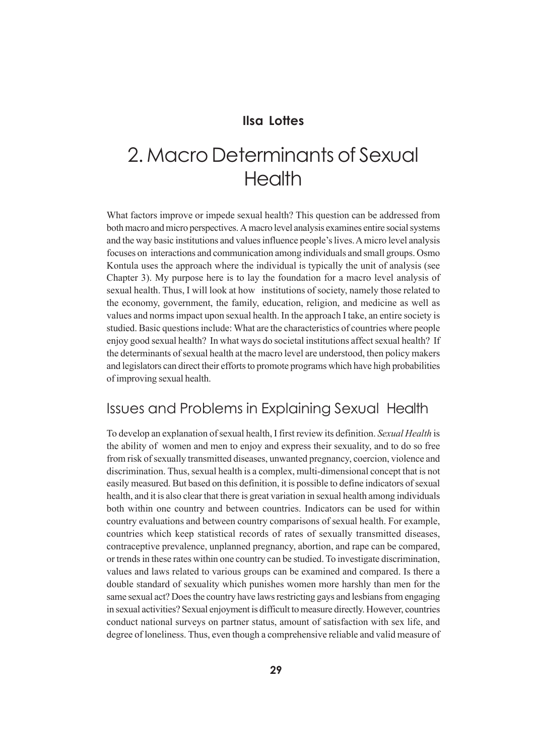**Ilsa Lottes**

# 2. Macro Determinants of Sexual Health

What factors improve or impede sexual health? This question can be addressed from both macro and micro perspectives. A macro level analysis examines entire social systems and the way basic institutions and values influence people's lives. A micro level analysis focuses on interactions and communication among individuals and small groups. Osmo Kontula uses the approach where the individual is typically the unit of analysis (see Chapter 3). My purpose here is to lay the foundation for a macro level analysis of sexual health. Thus, I will look at how institutions of society, namely those related to the economy, government, the family, education, religion, and medicine as well as values and norms impact upon sexual health. In the approach I take, an entire society is studied. Basic questions include: What are the characteristics of countries where people enjoy good sexual health? In what ways do societal institutions affect sexual health? If the determinants of sexual health at the macro level are understood, then policy makers and legislators can direct their efforts to promote programs which have high probabilities of improving sexual health.

## Issues and Problems in Explaining Sexual Health

To develop an explanation of sexual health, I first review its definition. *Sexual Health* is the ability of women and men to enjoy and express their sexuality, and to do so free from risk of sexually transmitted diseases, unwanted pregnancy, coercion, violence and discrimination. Thus, sexual health is a complex, multi-dimensional concept that is not easily measured. But based on this definition, it is possible to define indicators of sexual health, and it is also clear that there is great variation in sexual health among individuals both within one country and between countries. Indicators can be used for within country evaluations and between country comparisons of sexual health. For example, countries which keep statistical records of rates of sexually transmitted diseases, contraceptive prevalence, unplanned pregnancy, abortion, and rape can be compared, or trends in these rates within one country can be studied. To investigate discrimination, values and laws related to various groups can be examined and compared. Is there a double standard of sexuality which punishes women more harshly than men for the same sexual act? Does the country have laws restricting gays and lesbians from engaging in sexual activities? Sexual enjoyment is difficult to measure directly. However, countries conduct national surveys on partner status, amount of satisfaction with sex life, and degree of loneliness. Thus, even though a comprehensive reliable and valid measure of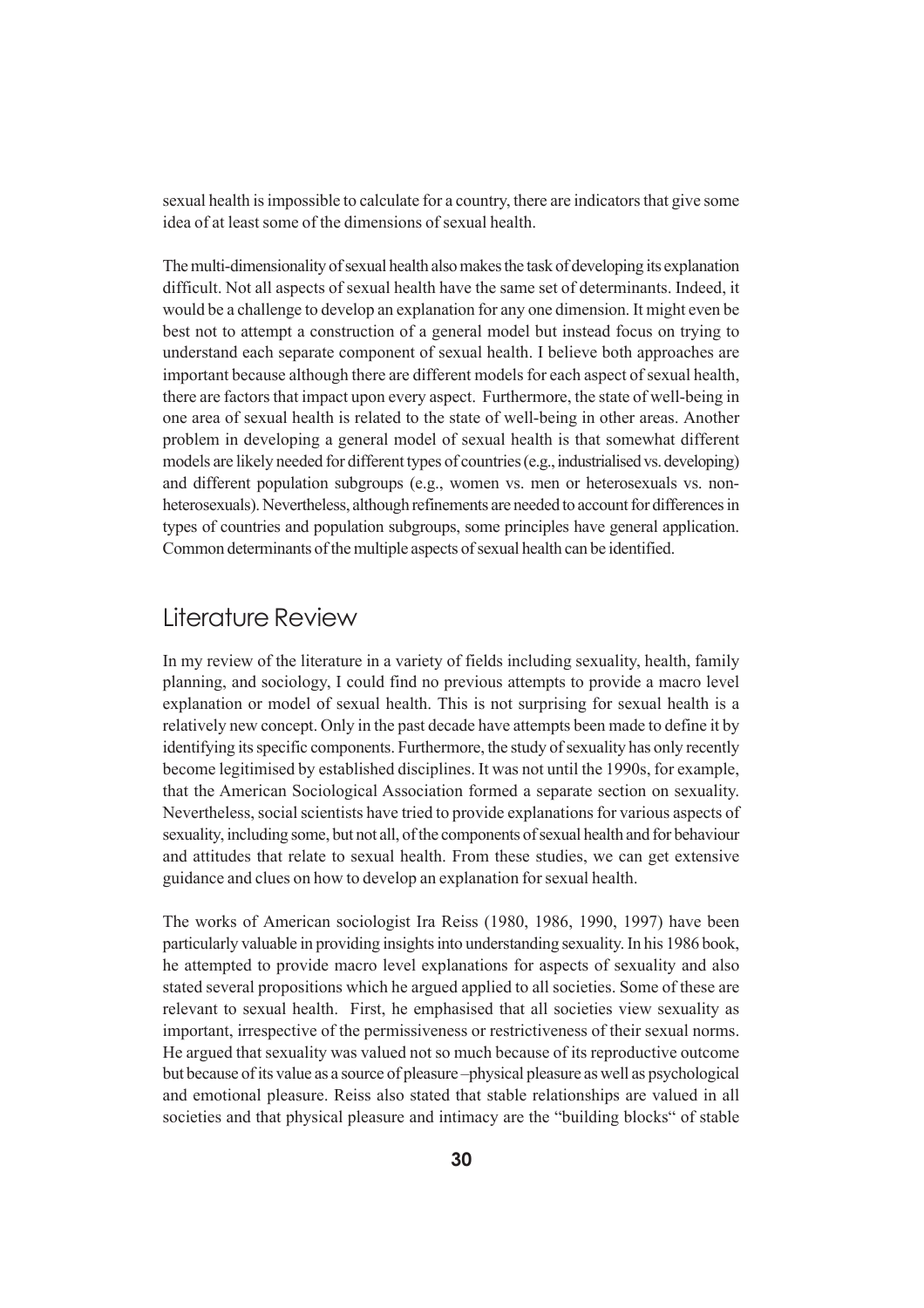sexual health is impossible to calculate for a country, there are indicators that give some idea of at least some of the dimensions of sexual health.

The multi-dimensionality of sexual health also makes the task of developing its explanation difficult. Not all aspects of sexual health have the same set of determinants. Indeed, it would be a challenge to develop an explanation for any one dimension. It might even be best not to attempt a construction of a general model but instead focus on trying to understand each separate component of sexual health. I believe both approaches are important because although there are different models for each aspect of sexual health, there are factors that impact upon every aspect. Furthermore, the state of well-being in one area of sexual health is related to the state of well-being in other areas. Another problem in developing a general model of sexual health is that somewhat different models are likely needed for different types of countries (e.g., industrialised vs. developing) and different population subgroups (e.g., women vs. men or heterosexuals vs. non-heterosexuals). Nevertheless, although refinements are needed to account for differences in types of countries and population subgroups, some principles have general application. Common determinants of the multiple aspects of sexual health can be identified.

## Literature Review

In my review of the literature in a variety of fields including sexuality, health, family planning, and sociology, I could find no previous attempts to provide a macro level explanation or model of sexual health. This is not surprising for sexual health is a relatively new concept. Only in the past decade have attempts been made to define it by identifying its specific components. Furthermore, the study of sexuality has only recently become legitimised by established disciplines. It was not until the 1990s, for example, that the American Sociological Association formed a separate section on sexuality. Nevertheless, social scientists have tried to provide explanations for various aspects of sexuality, including some, but not all, of the components of sexual health and for behaviour and attitudes that relate to sexual health. From these studies, we can get extensive guidance and clues on how to develop an explanation for sexual health.

The works of American sociologist Ira Reiss (1980, 1986, 1990, 1997) have been particularly valuable in providing insights into understanding sexuality. In his 1986 book, he attempted to provide macro level explanations for aspects of sexuality and also stated several propositions which he argued applied to all societies. Some of these are relevant to sexual health. First, he emphasised that all societies view sexuality as important, irrespective of the permissiveness or restrictiveness of their sexual norms. He argued that sexuality was valued not so much because of its reproductive outcome but because of its value as a source of pleasure –physical pleasure as well as psychological and emotional pleasure. Reiss also stated that stable relationships are valued in all societies and that physical pleasure and intimacy are the "building blocks" of stable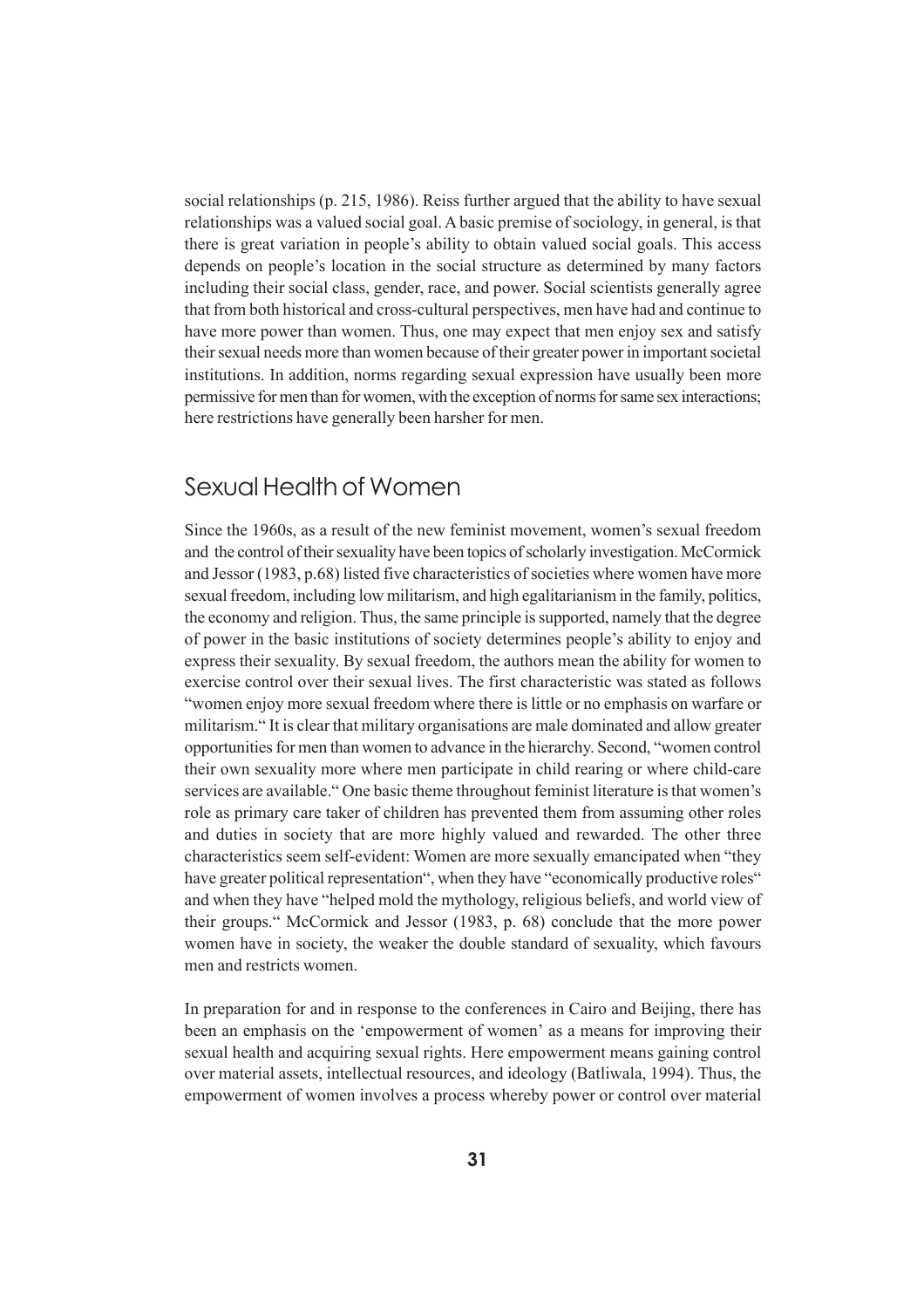social relationships (p. 215, 1986). Reiss further argued that the ability to have sexual relationships was a valued social goal. A basic premise of sociology, in general, is that there is great variation in people's ability to obtain valued social goals. This access depends on people's location in the social structure as determined by many factors including their social class, gender, race, and power. Social scientists generally agree that from both historical and cross-cultural perspectives, men have had and continue to have more power than women. Thus, one may expect that men enjoy sex and satisfy their sexual needs more than women because of their greater power in important societal institutions. In addition, norms regarding sexual expression have usually been more permissive for men than for women, with the exception of norms for same sex interactions; here restrictions have generally been harsher for men.

## Sexual Health of Women

Since the 1960s, as a result of the new feminist movement, women's sexual freedom and the control of their sexuality have been topics of scholarly investigation. McCormick and Jessor (1983, p.68) listed five characteristics of societies where women have more sexual freedom, including low militarism, and high egalitarianism in the family, politics, the economy and religion. Thus, the same principle is supported, namely that the degree of power in the basic institutions of society determines people's ability to enjoy and express their sexuality. By sexual freedom, the authors mean the ability for women to exercise control over their sexual lives. The first characteristic was stated as follows "women enjoy more sexual freedom where there is little or no emphasis on warfare or militarism." It is clear that military organisations are male dominated and allow greater opportunities for men than women to advance in the hierarchy. Second, "women control their own sexuality more where men participate in child rearing or where child-care services are available." One basic theme throughout feminist literature is that women's role as primary care taker of children has prevented them from assuming other roles and duties in society that are more highly valued and rewarded. The other three characteristics seem self-evident: Women are more sexually emancipated when "they have greater political representation", when they have "economically productive roles" and when they have "helped mold the mythology, religious beliefs, and world view of their groups." McCormick and Jessor (1983, p. 68) conclude that the more power women have in society, the weaker the double standard of sexuality, which favours men and restricts women.

In preparation for and in response to the conferences in Cairo and Beijing, there has been an emphasis on the 'empowerment of women' as a means for improving their sexual health and acquiring sexual rights. Here empowerment means gaining control over material assets, intellectual resources, and ideology (Batliwala, 1994). Thus, the empowerment of women involves a process whereby power or control over material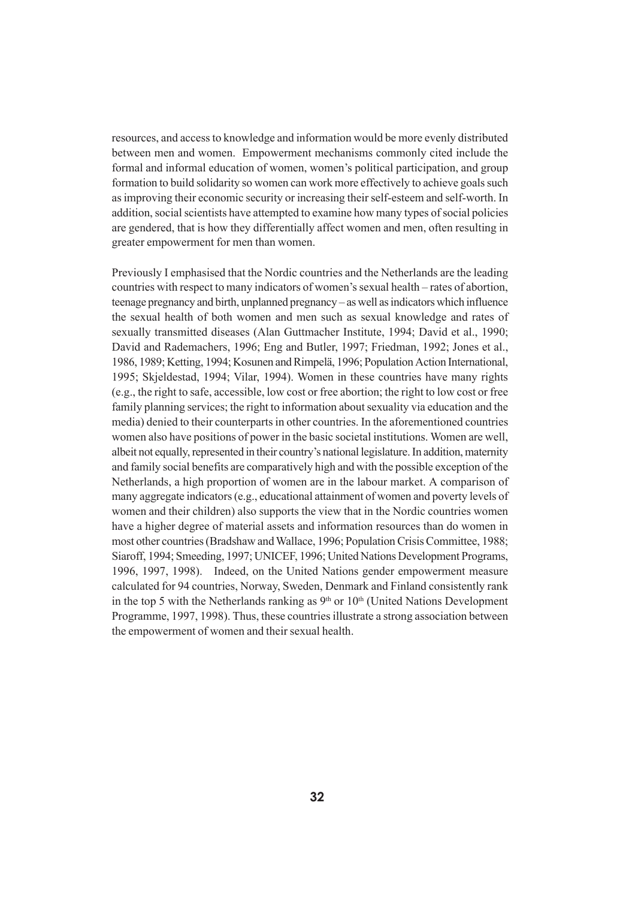resources, and access to knowledge and information would be more evenly distributed between men and women. Empowerment mechanisms commonly cited include the formal and informal education of women, women's political participation, and group formation to build solidarity so women can work more effectively to achieve goals such as improving their economic security or increasing their self-esteem and self-worth. In addition, social scientists have attempted to examine how many types of social policies are gendered, that is how they differentially affect women and men, often resulting in greater empowerment for men than women.

Previously I emphasised that the Nordic countries and the Netherlands are the leading countries with respect to many indicators of women's sexual health – rates of abortion, teenage pregnancy and birth, unplanned pregnancy – as well as indicators which influence the sexual health of both women and men such as sexual knowledge and rates of sexually transmitted diseases (Alan Guttmacher Institute, 1994; David et al., 1990; David and Rademachers, 1996; Eng and Butler, 1997; Friedman, 1992; Jones et al., 1986, 1989; Ketting, 1994; Kosunen and Rimpelä, 1996; Population Action International, 1995; Skjeldestad, 1994; Vilar, 1994). Women in these countries have many rights (e.g., the right to safe, accessible, low cost or free abortion; the right to low cost or free family planning services; the right to information about sexuality via education and the media) denied to their counterparts in other countries. In the aforementioned countries women also have positions of power in the basic societal institutions. Women are well, albeit not equally, represented in their country's national legislature. In addition, maternity and family social benefits are comparatively high and with the possible exception of the Netherlands, a high proportion of women are in the labour market. A comparison of many aggregate indicators (e.g., educational attainment of women and poverty levels of women and their children) also supports the view that in the Nordic countries women have a higher degree of material assets and information resources than do women in most other countries (Bradshaw and Wallace, 1996; Population Crisis Committee, 1988; Siaroff, 1994; Smeeding, 1997; UNICEF, 1996; United Nations Development Programs, 1996, 1997, 1998). Indeed, on the United Nations gender empowerment measure calculated for 94 countries, Norway, Sweden, Denmark and Finland consistently rank in the top 5 with the Netherlands ranking as 9th or 10th (United Nations Development Programme, 1997, 1998). Thus, these countries illustrate a strong association between the empowerment of women and their sexual health.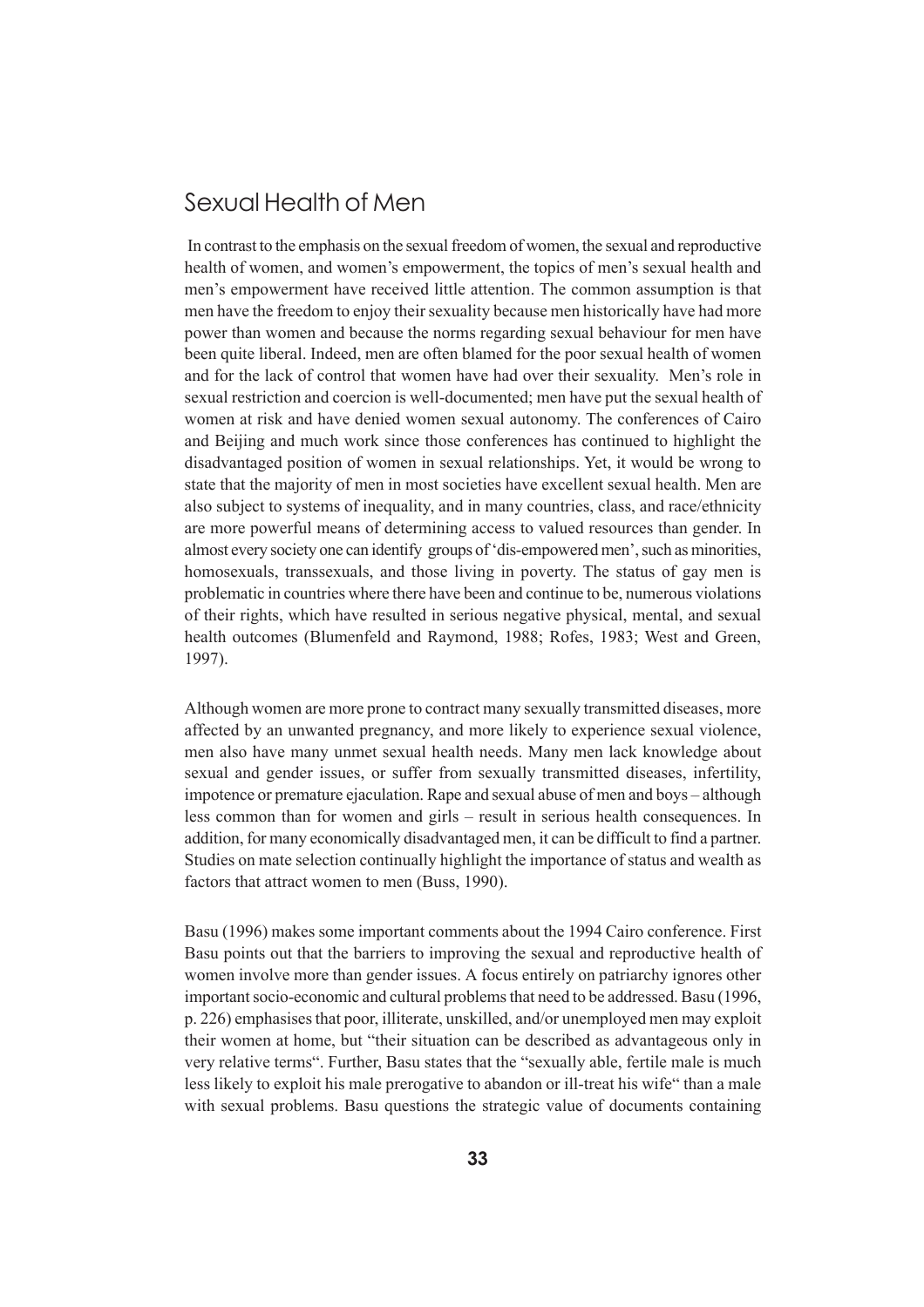## Sexual Health of Men

In contrast to the emphasis on the sexual freedom of women, the sexual and reproductive health of women, and women's empowerment, the topics of men's sexual health and men's empowerment have received little attention. The common assumption is that men have the freedom to enjoy their sexuality because men historically have had more power than women and because the norms regarding sexual behaviour for men have been quite liberal. Indeed, men are often blamed for the poor sexual health of women and for the lack of control that women have had over their sexuality. Men's role in sexual restriction and coercion is well-documented; men have put the sexual health of women at risk and have denied women sexual autonomy. The conferences of Cairo and Beijing and much work since those conferences has continued to highlight the disadvantaged position of women in sexual relationships. Yet, it would be wrong to state that the majority of men in most societies have excellent sexual health. Men are also subject to systems of inequality, and in many countries, class, and race/ethnicity are more powerful means of determining access to valued resources than gender. In almost every society one can identify groups of 'dis-empowered men', such as minorities, homosexuals, transsexuals, and those living in poverty. The status of gay men is problematic in countries where there have been and continue to be, numerous violations of their rights, which have resulted in serious negative physical, mental, and sexual health outcomes (Blumenfeld and Raymond, 1988; Rofes, 1983; West and Green, 1997).

Although women are more prone to contract many sexually transmitted diseases, more affected by an unwanted pregnancy, and more likely to experience sexual violence, men also have many unmet sexual health needs. Many men lack knowledge about sexual and gender issues, or suffer from sexually transmitted diseases, infertility, impotence or premature ejaculation. Rape and sexual abuse of men and boys – although less common than for women and girls – result in serious health consequences. In addition, for many economically disadvantaged men, it can be difficult to find a partner. Studies on mate selection continually highlight the importance of status and wealth as factors that attract women to men (Buss, 1990).

Basu (1996) makes some important comments about the 1994 Cairo conference. First Basu points out that the barriers to improving the sexual and reproductive health of women involve more than gender issues. A focus entirely on patriarchy ignores other important socio-economic and cultural problems that need to be addressed. Basu (1996, p. 226) emphasises that poor, illiterate, unskilled, and/or unemployed men may exploit their women at home, but "their situation can be described as advantageous only in very relative terms". Further, Basu states that the "sexually able, fertile male is much less likely to exploit his male prerogative to abandon or ill-treat his wife" than a male with sexual problems. Basu questions the strategic value of documents containing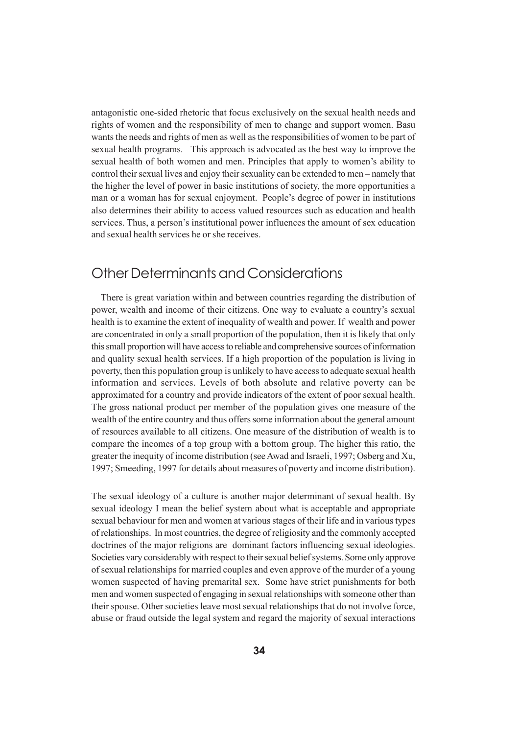antagonistic one-sided rhetoric that focus exclusively on the sexual health needs and rights of women and the responsibility of men to change and support women. Basu wants the needs and rights of men as well as the responsibilities of women to be part of sexual health programs. This approach is advocated as the best way to improve the sexual health of both women and men. Principles that apply to women's ability to control their sexual lives and enjoy their sexuality can be extended to men – namely that the higher the level of power in basic institutions of society, the more opportunities a man or a woman has for sexual enjoyment. People's degree of power in institutions also determines their ability to access valued resources such as education and health services. Thus, a person's institutional power influences the amount of sex education and sexual health services he or she receives.

## Other Determinants and Considerations

There is great variation within and between countries regarding the distribution of power, wealth and income of their citizens. One way to evaluate a country's sexual health is to examine the extent of inequality of wealth and power. If wealth and power are concentrated in only a small proportion of the population, then it is likely that only this small proportion will have access to reliable and comprehensive sources of information and quality sexual health services. If a high proportion of the population is living in poverty, then this population group is unlikely to have access to adequate sexual health information and services. Levels of both absolute and relative poverty can be approximated for a country and provide indicators of the extent of poor sexual health. The gross national product per member of the population gives one measure of the wealth of the entire country and thus offers some information about the general amount of resources available to all citizens. One measure of the distribution of wealth is to compare the incomes of a top group with a bottom group. The higher this ratio, the greater the inequity of income distribution (see Awad and Israeli, 1997; Osberg and Xu, 1997; Smeeding, 1997 for details about measures of poverty and income distribution).

The sexual ideology of a culture is another major determinant of sexual health. By sexual ideology I mean the belief system about what is acceptable and appropriate sexual behaviour for men and women at various stages of their life and in various types of relationships. In most countries, the degree of religiosity and the commonly accepted doctrines of the major religions are dominant factors influencing sexual ideologies. Societies vary considerably with respect to their sexual belief systems. Some only approve of sexual relationships for married couples and even approve of the murder of a young women suspected of having premarital sex. Some have strict punishments for both men and women suspected of engaging in sexual relationships with someone other than their spouse. Other societies leave most sexual relationships that do not involve force, abuse or fraud outside the legal system and regard the majority of sexual interactions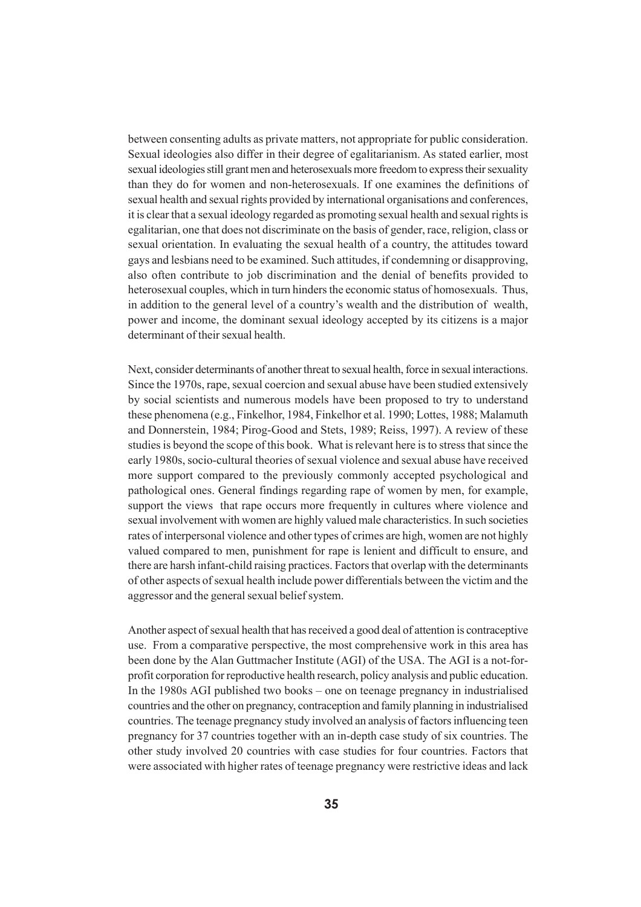between consenting adults as private matters, not appropriate for public consideration. Sexual ideologies also differ in their degree of egalitarianism. As stated earlier, most sexual ideologies still grant men and heterosexuals more freedom to express their sexuality than they do for women and non-heterosexuals. If one examines the definitions of sexual health and sexual rights provided by international organisations and conferences, it is clear that a sexual ideology regarded as promoting sexual health and sexual rights is egalitarian, one that does not discriminate on the basis of gender, race, religion, class or sexual orientation. In evaluating the sexual health of a country, the attitudes toward gays and lesbians need to be examined. Such attitudes, if condemning or disapproving, also often contribute to job discrimination and the denial of benefits provided to heterosexual couples, which in turn hinders the economic status of homosexuals. Thus, in addition to the general level of a country's wealth and the distribution of wealth, power and income, the dominant sexual ideology accepted by its citizens is a major determinant of their sexual health.

Next, consider determinants of another threat to sexual health, force in sexual interactions. Since the 1970s, rape, sexual coercion and sexual abuse have been studied extensively by social scientists and numerous models have been proposed to try to understand these phenomena (e.g., Finkelhor, 1984, Finkelhor et al. 1990; Lottes, 1988; Malamuth and Donnerstein, 1984; Pirog-Good and Stets, 1989; Reiss, 1997). A review of these studies is beyond the scope of this book. What is relevant here is to stress that since the early 1980s, socio-cultural theories of sexual violence and sexual abuse have received more support compared to the previously commonly accepted psychological and pathological ones. General findings regarding rape of women by men, for example, support the views that rape occurs more frequently in cultures where violence and sexual involvement with women are highly valued male characteristics. In such societies rates of interpersonal violence and other types of crimes are high, women are not highly valued compared to men, punishment for rape is lenient and difficult to ensure, and there are harsh infant-child raising practices. Factors that overlap with the determinants of other aspects of sexual health include power differentials between the victim and the aggressor and the general sexual belief system.

Another aspect of sexual health that has received a good deal of attention is contraceptive use. From a comparative perspective, the most comprehensive work in this area has been done by the Alan Guttmacher Institute (AGI) of the USA. The AGI is a not-for-profit corporation for reproductive health research, policy analysis and public education. In the 1980s AGI published two books – one on teenage pregnancy in industrialised countries and the other on pregnancy, contraception and family planning in industrialised countries. The teenage pregnancy study involved an analysis of factors influencing teen pregnancy for 37 countries together with an in-depth case study of six countries. The other study involved 20 countries with case studies for four countries. Factors that were associated with higher rates of teenage pregnancy were restrictive ideas and lack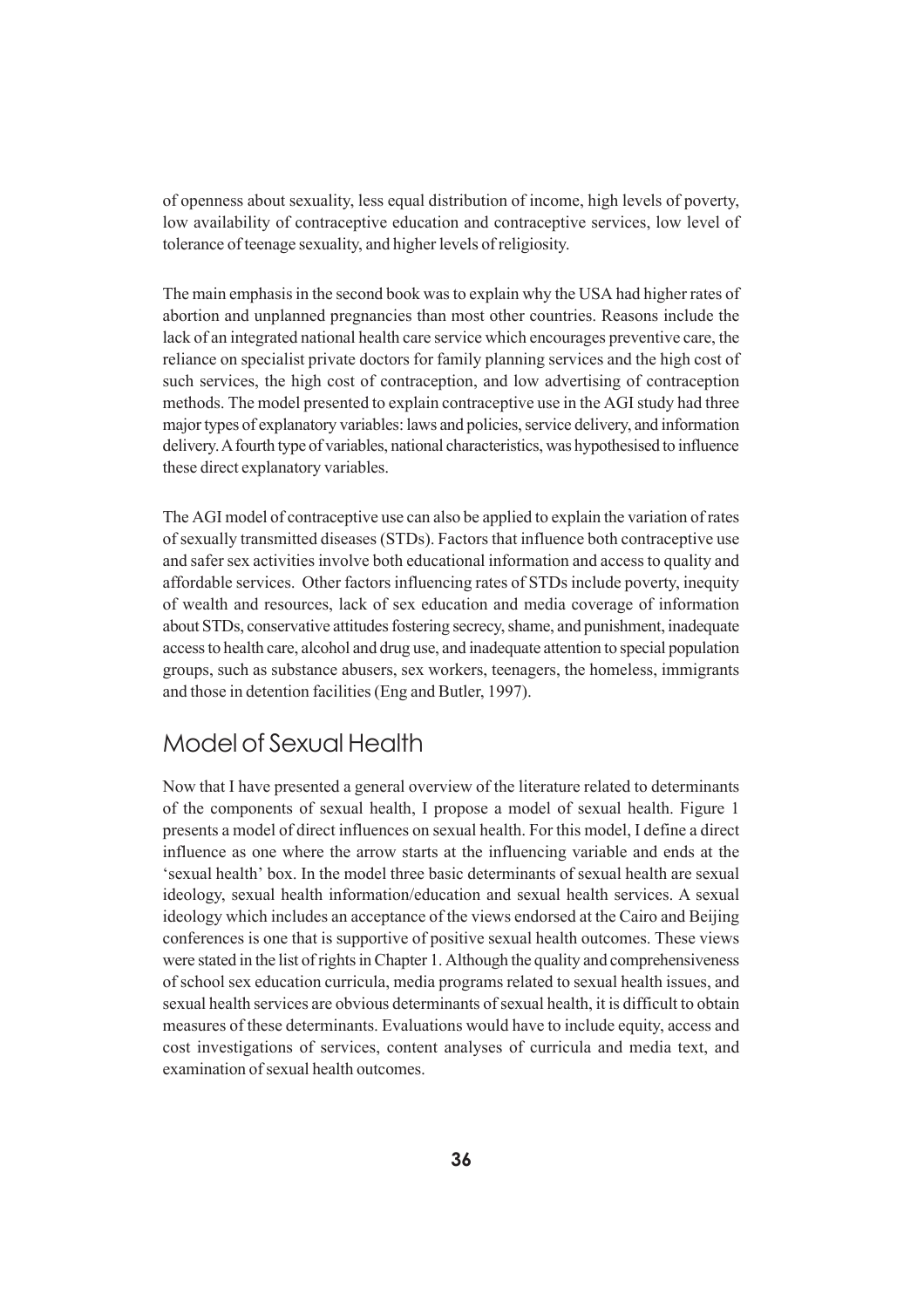of openness about sexuality, less equal distribution of income, high levels of poverty, low availability of contraceptive education and contraceptive services, low level of tolerance of teenage sexuality, and higher levels of religiosity.

The main emphasis in the second book was to explain why the USA had higher rates of abortion and unplanned pregnancies than most other countries. Reasons include the lack of an integrated national health care service which encourages preventive care, the reliance on specialist private doctors for family planning services and the high cost of such services, the high cost of contraception, and low advertising of contraception methods. The model presented to explain contraceptive use in the AGI study had three major types of explanatory variables: laws and policies, service delivery, and information delivery. A fourth type of variables, national characteristics, was hypothesised to influence these direct explanatory variables.

The AGI model of contraceptive use can also be applied to explain the variation of rates of sexually transmitted diseases (STDs). Factors that influence both contraceptive use and safer sex activities involve both educational information and access to quality and affordable services. Other factors influencing rates of STDs include poverty, inequity of wealth and resources, lack of sex education and media coverage of information about STDs, conservative attitudes fostering secrecy, shame, and punishment, inadequate access to health care, alcohol and drug use, and inadequate attention to special population groups, such as substance abusers, sex workers, teenagers, the homeless, immigrants and those in detention facilities (Eng and Butler, 1997).

## Model of Sexual Health

Now that I have presented a general overview of the literature related to determinants of the components of sexual health, I propose a model of sexual health. Figure 1 presents a model of direct influences on sexual health. For this model, I define a direct influence as one where the arrow starts at the influencing variable and ends at the 'sexual health' box. In the model three basic determinants of sexual health are sexual ideology, sexual health information/education and sexual health services. A sexual ideology which includes an acceptance of the views endorsed at the Cairo and Beijing conferences is one that is supportive of positive sexual health outcomes. These views were stated in the list of rights in Chapter 1. Although the quality and comprehensiveness of school sex education curricula, media programs related to sexual health issues, and sexual health services are obvious determinants of sexual health, it is difficult to obtain measures of these determinants. Evaluations would have to include equity, access and cost investigations of services, content analyses of curricula and media text, and examination of sexual health outcomes.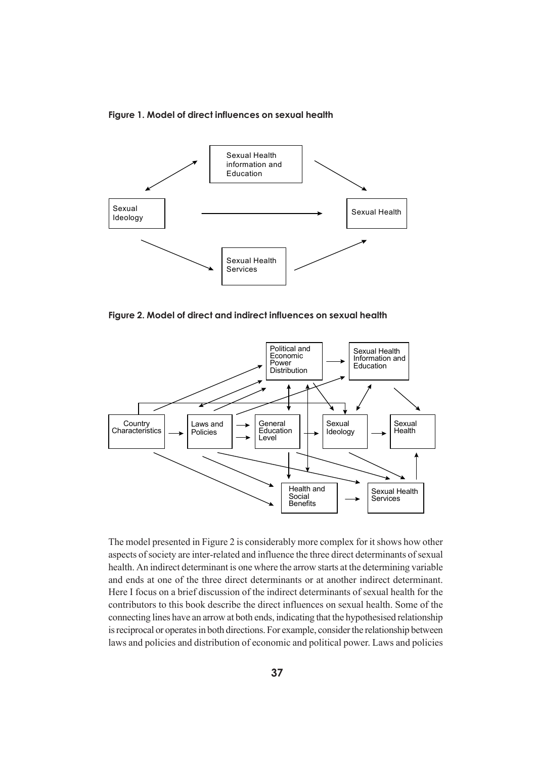**Figure 1. Model of direct influences on sexual health**

Sexual Health information and Education

Sexual Ideology

Sexual Health

Sexual Health Services

**Figure 2. Model of direct and indirect influences on sexual health**

Political and Economic Power Distribution

Sexual Health Information and Education

Country Characteristics

Laws and Policies

General Education Level

Sexual Ideology

Sexual Health

Health and Social Benefits

Sexual Health Services

The model presented in Figure 2 is considerably more complex for it shows how other aspects of society are inter-related and influence the three direct determinants of sexual health. An indirect determinant is one where the arrow starts at the determining variable and ends at one of the three direct determinants or at another indirect determinant. Here I focus on a brief discussion of the indirect determinants of sexual health for the contributors to this book describe the direct influences on sexual health. Some of the connecting lines have an arrow at both ends, indicating that the hypothesised relationship is reciprocal or operates in both directions. For example, consider the relationship between laws and policies and distribution of economic and political power. Laws and policies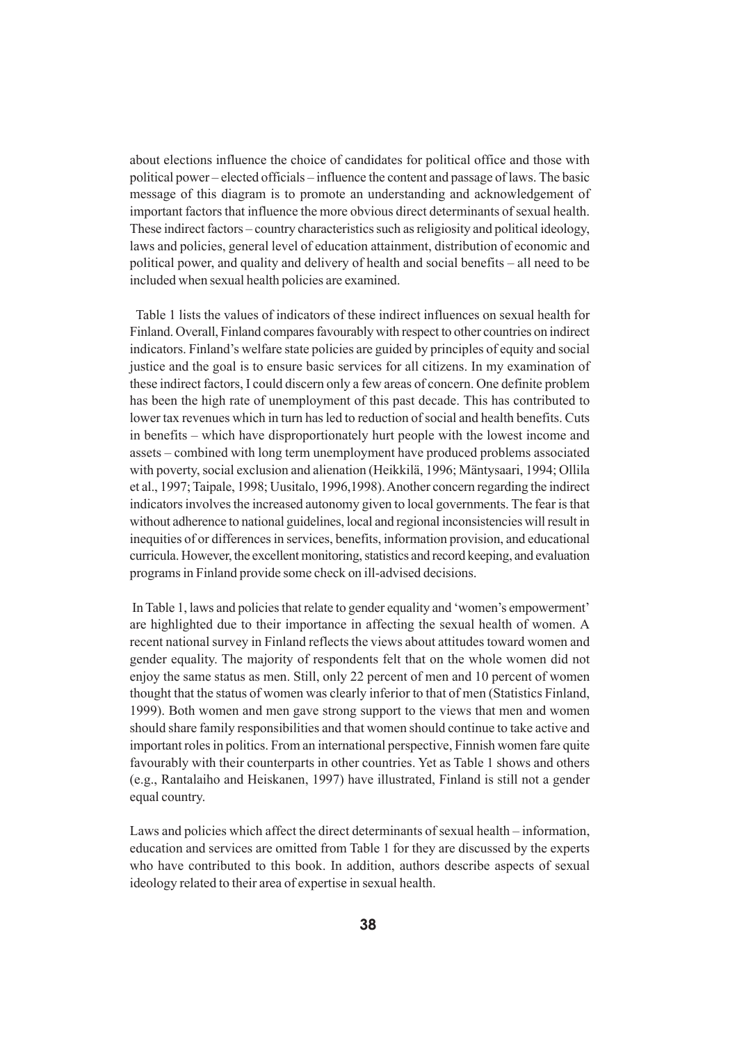about elections influence the choice of candidates for political office and those with political power – elected officials – influence the content and passage of laws. The basic message of this diagram is to promote an understanding and acknowledgement of important factors that influence the more obvious direct determinants of sexual health. These indirect factors – country characteristics such as religiosity and political ideology, laws and policies, general level of education attainment, distribution of economic and political power, and quality and delivery of health and social benefits – all need to be included when sexual health policies are examined.

Table 1 lists the values of indicators of these indirect influences on sexual health for Finland. Overall, Finland compares favourably with respect to other countries on indirect indicators. Finland's welfare state policies are guided by principles of equity and social justice and the goal is to ensure basic services for all citizens. In my examination of these indirect factors, I could discern only a few areas of concern. One definite problem has been the high rate of unemployment of this past decade. This has contributed to lower tax revenues which in turn has led to reduction of social and health benefits. Cuts in benefits – which have disproportionately hurt people with the lowest income and assets – combined with long term unemployment have produced problems associated with poverty, social exclusion and alienation (Heikkilä, 1996; Mäntysaari, 1994; Ollila et al., 1997; Taipale, 1998; Uusitalo, 1996,1998). Another concern regarding the indirect indicators involves the increased autonomy given to local governments. The fear is that without adherence to national guidelines, local and regional inconsistencies will result in inequities of or differences in services, benefits, information provision, and educational curricula. However, the excellent monitoring, statistics and record keeping, and evaluation programs in Finland provide some check on ill-advised decisions.

In Table 1, laws and policies that relate to gender equality and 'women's empowerment' are highlighted due to their importance in affecting the sexual health of women. A recent national survey in Finland reflects the views about attitudes toward women and gender equality. The majority of respondents felt that on the whole women did not enjoy the same status as men. Still, only 22 percent of men and 10 percent of women thought that the status of women was clearly inferior to that of men (Statistics Finland, 1999). Both women and men gave strong support to the views that men and women should share family responsibilities and that women should continue to take active and important roles in politics. From an international perspective, Finnish women fare quite favourably with their counterparts in other countries. Yet as Table 1 shows and others (e.g., Rantalaiho and Heiskanen, 1997) have illustrated, Finland is still not a gender equal country.

Laws and policies which affect the direct determinants of sexual health – information, education and services are omitted from Table 1 for they are discussed by the experts who have contributed to this book. In addition, authors describe aspects of sexual ideology related to their area of expertise in sexual health.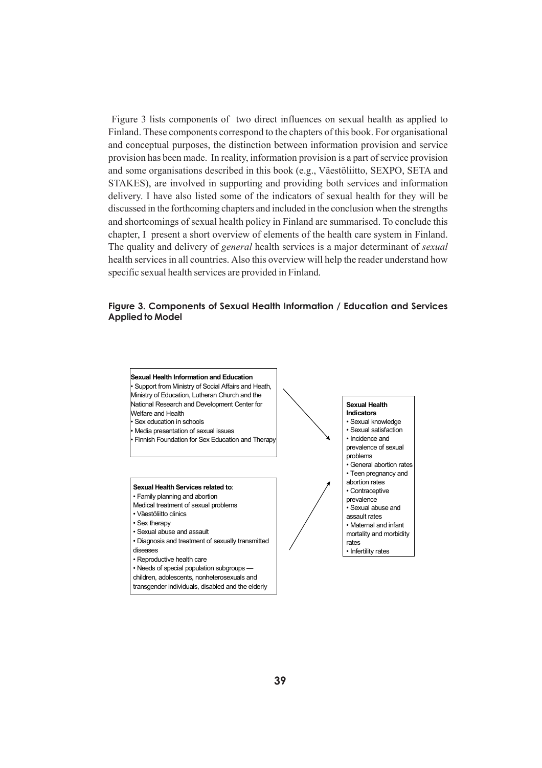Figure 3 lists components of two direct influences on sexual health as applied to Finland. These components correspond to the chapters of this book. For organisational and conceptual purposes, the distinction between information provision and service provision has been made. In reality, information provision is a part of service provision and some organisations described in this book (e.g., Väestöliitto, SEXPO, SETA and STAKES), are involved in supporting and providing both services and information delivery. I have also listed some of the indicators of sexual health for they will be discussed in the forthcoming chapters and included in the conclusion when the strengths and shortcomings of sexual health policy in Finland are summarised. To conclude this chapter, I present a short overview of elements of the health care system in Finland. The quality and delivery of *general* health services is a major determinant of *sexual* health services in all countries. Also this overview will help the reader understand how specific sexual health services are provided in Finland.

**Figure 3. Components of Sexual Health Information / Education and Services Applied to Model**

**Sexual Health Information and Education**

- Support from Ministry of Social Affairs and Heath, Ministry of Education, Lutheran Church and the National Research and Development Center for Welfare and Health
- Sex education in schools
- Media presentation of sexual issues
- Finnish Foundation for Sex Education and Therapy

**Sexual Health Services related to**:

- Family planning and abortion

Medical treatment of sexual problems

- Väestöliitto clinics
- Sex therapy
- Sexual abuse and assault
- Diagnosis and treatment of sexually transmitted diseases
- Reproductive health care
- Needs of special population subgroups — children, adolescents, nonheterosexuals and transgender individuals, disabled and the elderly

**Sexual Health Indicators**

- Sexual knowledge
- Sexual satisfaction
- Incidence and prevalence of sexual problems
- General abortion rates
- Teen pregnancy and abortion rates
- Contraceptive prevalence
- Sexual abuse and assault rates
- Maternal and infant mortality and morbidity rates
- Infertility rates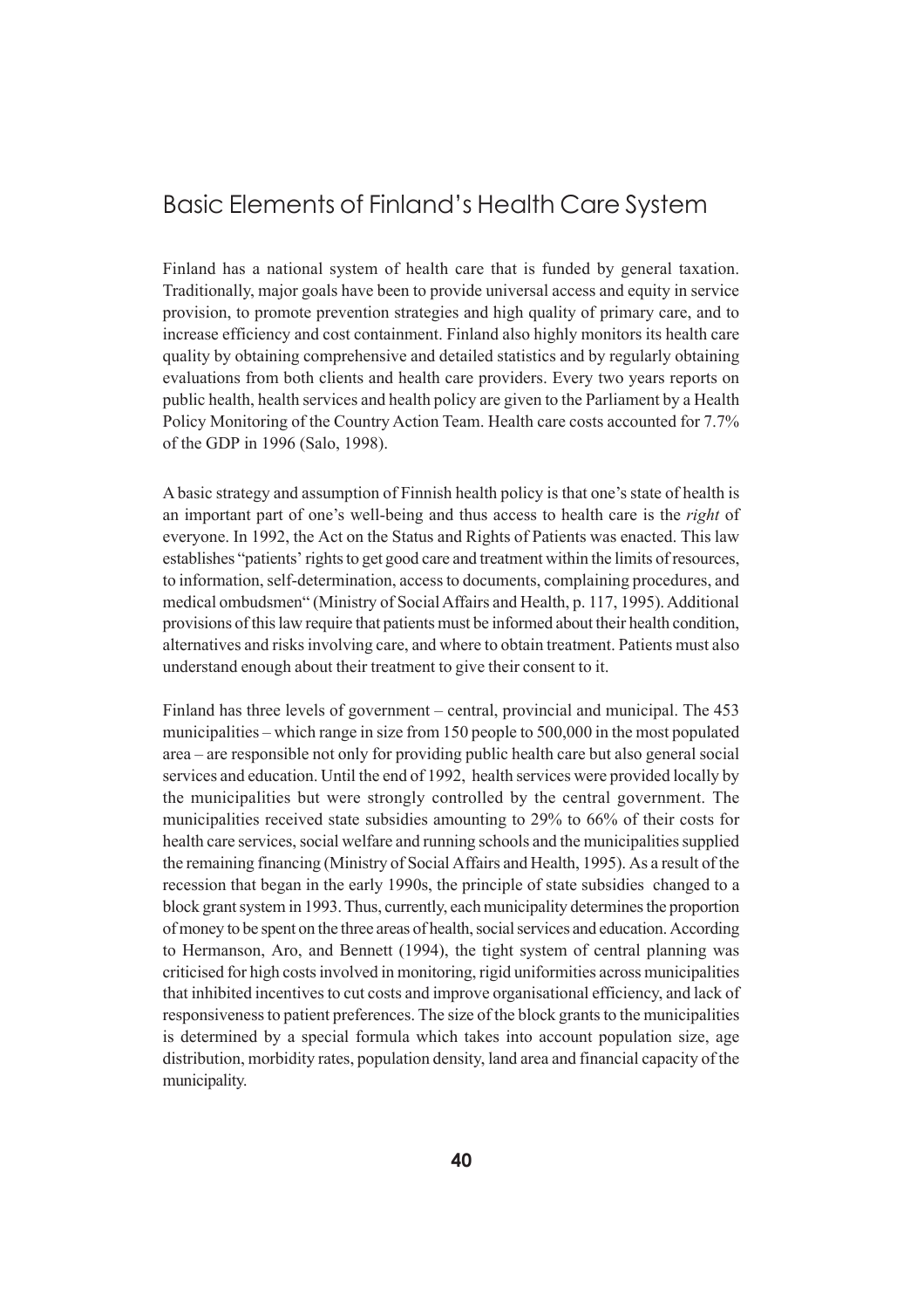## Basic Elements of Finland's Health Care System

Finland has a national system of health care that is funded by general taxation. Traditionally, major goals have been to provide universal access and equity in service provision, to promote prevention strategies and high quality of primary care, and to increase efficiency and cost containment. Finland also highly monitors its health care quality by obtaining comprehensive and detailed statistics and by regularly obtaining evaluations from both clients and health care providers. Every two years reports on public health, health services and health policy are given to the Parliament by a Health Policy Monitoring of the Country Action Team. Health care costs accounted for 7.7% of the GDP in 1996 (Salo, 1998).

A basic strategy and assumption of Finnish health policy is that one's state of health is an important part of one's well-being and thus access to health care is the *right* of everyone. In 1992, the Act on the Status and Rights of Patients was enacted. This law establishes "patients' rights to get good care and treatment within the limits of resources, to information, self-determination, access to documents, complaining procedures, and medical ombudsmen" (Ministry of Social Affairs and Health, p. 117, 1995). Additional provisions of this law require that patients must be informed about their health condition, alternatives and risks involving care, and where to obtain treatment. Patients must also understand enough about their treatment to give their consent to it.

Finland has three levels of government – central, provincial and municipal. The 453 municipalities – which range in size from 150 people to 500,000 in the most populated area – are responsible not only for providing public health care but also general social services and education. Until the end of 1992, health services were provided locally by the municipalities but were strongly controlled by the central government. The municipalities received state subsidies amounting to 29% to 66% of their costs for health care services, social welfare and running schools and the municipalities supplied the remaining financing (Ministry of Social Affairs and Health, 1995). As a result of the recession that began in the early 1990s, the principle of state subsidies changed to a block grant system in 1993. Thus, currently, each municipality determines the proportion of money to be spent on the three areas of health, social services and education. According to Hermanson, Aro, and Bennett (1994), the tight system of central planning was criticised for high costs involved in monitoring, rigid uniformities across municipalities that inhibited incentives to cut costs and improve organisational efficiency, and lack of responsiveness to patient preferences. The size of the block grants to the municipalities is determined by a special formula which takes into account population size, age distribution, morbidity rates, population density, land area and financial capacity of the municipality.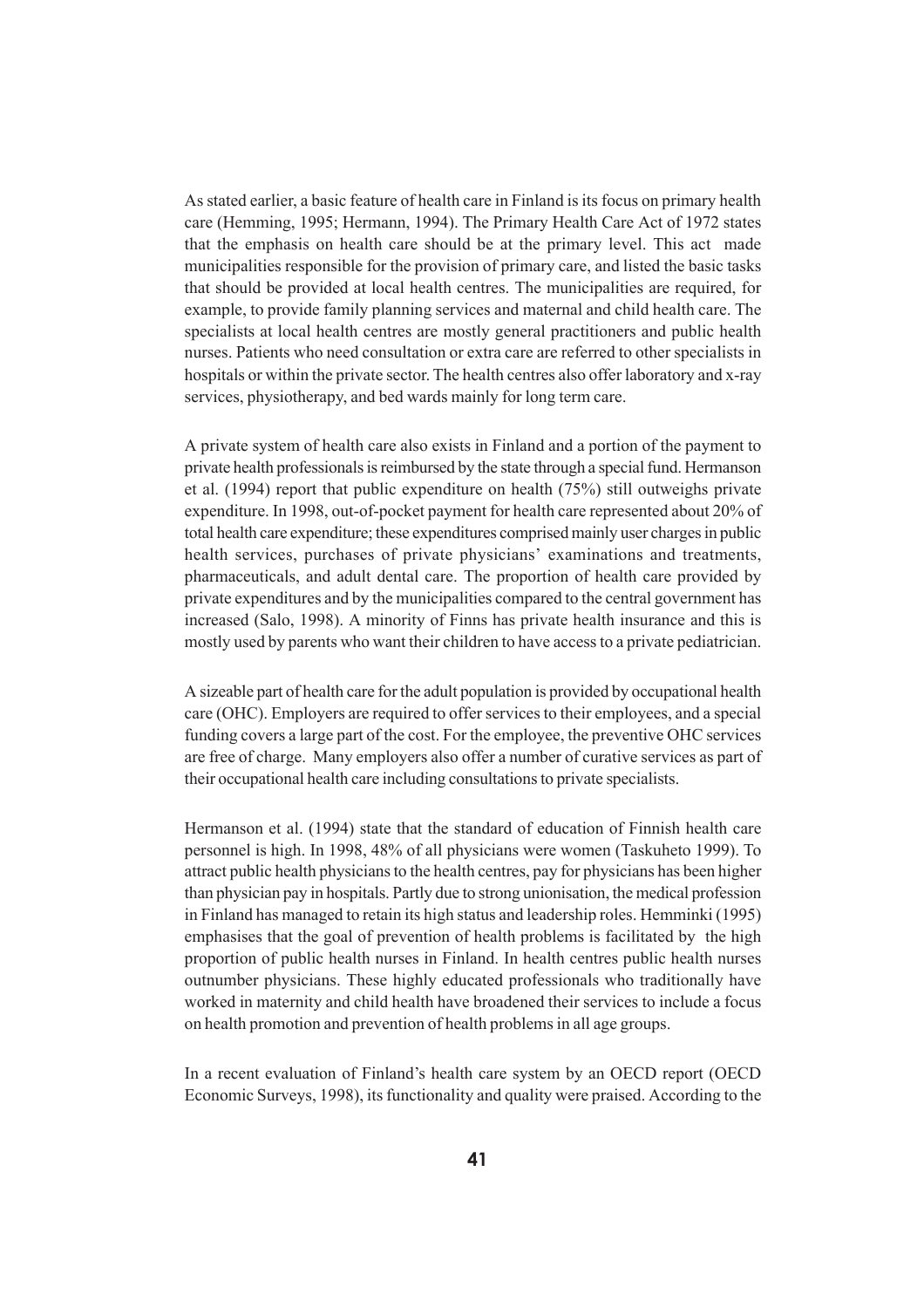As stated earlier, a basic feature of health care in Finland is its focus on primary health care (Hemming, 1995; Hermann, 1994). The Primary Health Care Act of 1972 states that the emphasis on health care should be at the primary level. This act made municipalities responsible for the provision of primary care, and listed the basic tasks that should be provided at local health centres. The municipalities are required, for example, to provide family planning services and maternal and child health care. The specialists at local health centres are mostly general practitioners and public health nurses. Patients who need consultation or extra care are referred to other specialists in hospitals or within the private sector. The health centres also offer laboratory and x-ray services, physiotherapy, and bed wards mainly for long term care.

A private system of health care also exists in Finland and a portion of the payment to private health professionals is reimbursed by the state through a special fund. Hermanson et al. (1994) report that public expenditure on health (75%) still outweighs private expenditure. In 1998, out-of-pocket payment for health care represented about 20% of total health care expenditure; these expenditures comprised mainly user charges in public health services, purchases of private physicians' examinations and treatments, pharmaceuticals, and adult dental care. The proportion of health care provided by private expenditures and by the municipalities compared to the central government has increased (Salo, 1998). A minority of Finns has private health insurance and this is mostly used by parents who want their children to have access to a private pediatrician.

A sizeable part of health care for the adult population is provided by occupational health care (OHC). Employers are required to offer services to their employees, and a special funding covers a large part of the cost. For the employee, the preventive OHC services are free of charge. Many employers also offer a number of curative services as part of their occupational health care including consultations to private specialists.

Hermanson et al. (1994) state that the standard of education of Finnish health care personnel is high. In 1998, 48% of all physicians were women (Taskuheto 1999). To attract public health physicians to the health centres, pay for physicians has been higher than physician pay in hospitals. Partly due to strong unionisation, the medical profession in Finland has managed to retain its high status and leadership roles. Hemminki (1995) emphasises that the goal of prevention of health problems is facilitated by the high proportion of public health nurses in Finland. In health centres public health nurses outnumber physicians. These highly educated professionals who traditionally have worked in maternity and child health have broadened their services to include a focus on health promotion and prevention of health problems in all age groups.

In a recent evaluation of Finland's health care system by an OECD report (OECD Economic Surveys, 1998), its functionality and quality were praised. According to the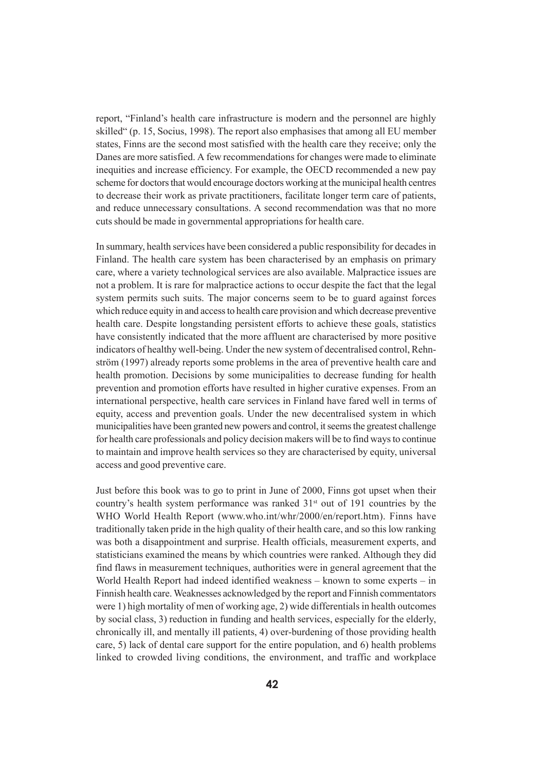report, “Finland’s health care infrastructure is modern and the personnel are highly skilled“ (p. 15, Socius, 1998). The report also emphasises that among all EU member states, Finns are the second most satisfied with the health care they receive; only the Danes are more satisfied. A few recommendations for changes were made to eliminate inequities and increase efficiency. For example, the OECD recommended a new pay scheme for doctors that would encourage doctors working at the municipal health centres to decrease their work as private practitioners, facilitate longer term care of patients, and reduce unnecessary consultations. A second recommendation was that no more cuts should be made in governmental appropriations for health care.

In summary, health services have been considered a public responsibility for decades in Finland. The health care system has been characterised by an emphasis on primary care, where a variety technological services are also available. Malpractice issues are not a problem. It is rare for malpractice actions to occur despite the fact that the legal system permits such suits. The major concerns seem to be to guard against forces which reduce equity in and access to health care provision and which decrease preventive health care. Despite longstanding persistent efforts to achieve these goals, statistics have consistently indicated that the more affluent are characterised by more positive indicators of healthy well-being. Under the new system of decentralised control, Rehnström (1997) already reports some problems in the area of preventive health care and health promotion. Decisions by some municipalities to decrease funding for health prevention and promotion efforts have resulted in higher curative expenses. From an international perspective, health care services in Finland have fared well in terms of equity, access and prevention goals. Under the new decentralised system in which municipalities have been granted new powers and control, it seems the greatest challenge for health care professionals and policy decision makers will be to find ways to continue to maintain and improve health services so they are characterised by equity, universal access and good preventive care.

Just before this book was to go to print in June of 2000, Finns got upset when their country’s health system performance was ranked 31st out of 191 countries by the WHO World Health Report (www.who.int/whr/2000/en/report.htm). Finns have traditionally taken pride in the high quality of their health care, and so this low ranking was both a disappointment and surprise. Health officials, measurement experts, and statisticians examined the means by which countries were ranked. Although they did find flaws in measurement techniques, authorities were in general agreement that the World Health Report had indeed identified weakness – known to some experts – in Finnish health care. Weaknesses acknowledged by the report and Finnish commentators were 1) high mortality of men of working age, 2) wide differentials in health outcomes by social class, 3) reduction in funding and health services, especially for the elderly, chronically ill, and mentally ill patients, 4) over-burdening of those providing health care, 5) lack of dental care support for the entire population, and 6) health problems linked to crowded living conditions, the environment, and traffic and workplace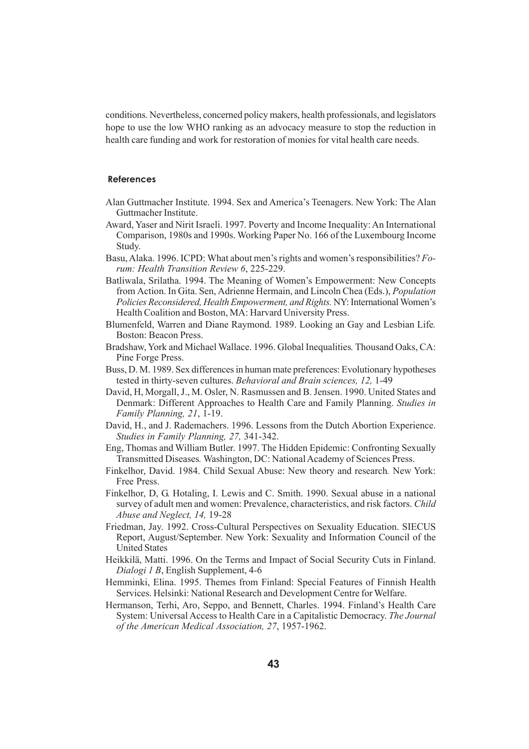conditions. Nevertheless, concerned policy makers, health professionals, and legislators hope to use the low WHO ranking as an advocacy measure to stop the reduction in health care funding and work for restoration of monies for vital health care needs.

#### References

Alan Guttmacher Institute. 1994. Sex and America's Teenagers. New York: The Alan Guttmacher Institute.

Award, Yaser and Nirit Israeli. 1997. Poverty and Income Inequality: An International Comparison, 1980s and 1990s. Working Paper No. 166 of the Luxembourg Income Study.

Basu, Alaka. 1996. ICPD: What about men's rights and women's responsibilities? *Forum: Health Transition Review 6*, 225-229.

Batliwala, Srilatha. 1994. The Meaning of Women's Empowerment: New Concepts from Action. In Gita. Sen, Adrienne Hermain, and Lincoln Chea (Eds.), *Population Policies Reconsidered, Health Empowerment, and Rights.* NY: International Women's Health Coalition and Boston, MA: Harvard University Press.

Blumenfeld, Warren and Diane Raymond. 1989. Looking an Gay and Lesbian Life*.* Boston: Beacon Press.

Bradshaw, York and Michael Wallace. 1996. Global Inequalities*.* Thousand Oaks, CA: Pine Forge Press.

Buss, D. M. 1989. Sex differences in human mate preferences: Evolutionary hypotheses tested in thirty-seven cultures. *Behavioral and Brain sciences, 12,* 1-49

David, H, Morgall, J., M. Osler, N. Rasmussen and B. Jensen. 1990. United States and Denmark: Different Approaches to Health Care and Family Planning. *Studies in Family Planning, 21*, 1-19.

David, H., and J. Rademachers. 1996. Lessons from the Dutch Abortion Experience. *Studies in Family Planning, 27,* 341-342.

Eng, Thomas and William Butler. 1997. The Hidden Epidemic: Confronting Sexually Transmitted Diseases*.* Washington, DC: National Academy of Sciences Press.

Finkelhor, David. 1984. Child Sexual Abuse: New theory and research*.* New York: Free Press.

Finkelhor, D, G. Hotaling, I. Lewis and C. Smith. 1990. Sexual abuse in a national survey of adult men and women: Prevalence, characteristics, and risk factors. *Child Abuse and Neglect, 14,* 19-28

Friedman, Jay. 1992. Cross-Cultural Perspectives on Sexuality Education. SIECUS Report, August/September. New York: Sexuality and Information Council of the United States

Heikkilä, Matti. 1996. On the Terms and Impact of Social Security Cuts in Finland. *Dialogi 1 B*, English Supplement, 4-6

Hemminki, Elina. 1995. Themes from Finland: Special Features of Finnish Health Services. Helsinki: National Research and Development Centre for Welfare.

Hermanson, Terhi, Aro, Seppo, and Bennett, Charles. 1994. Finland's Health Care System: Universal Access to Health Care in a Capitalistic Democracy. *The Journal of the American Medical Association, 27*, 1957-1962.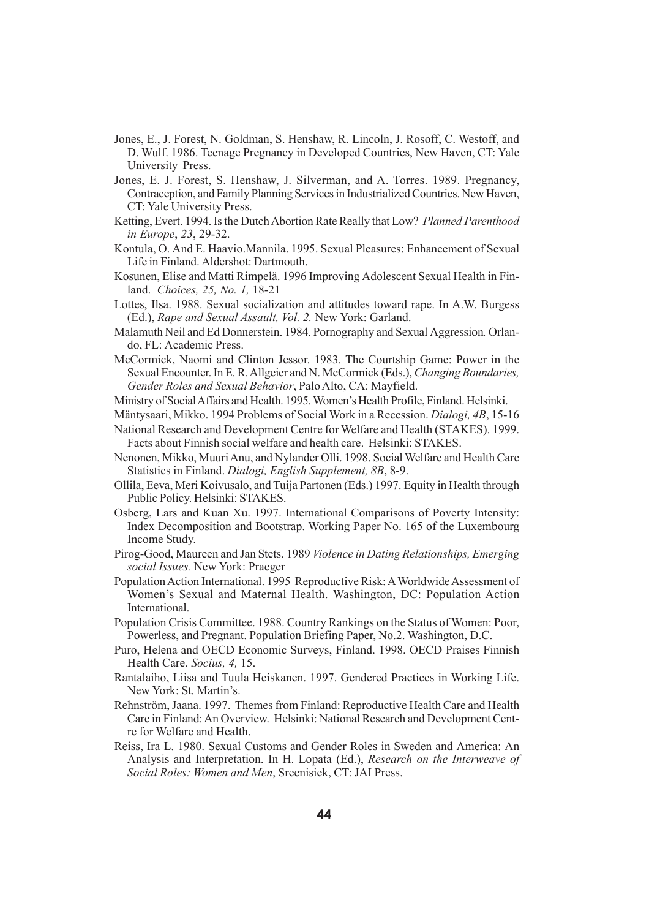Jones, E., J. Forest, N. Goldman, S. Henshaw, R. Lincoln, J. Rosoff, C. Westoff, and D. Wulf. 1986. Teenage Pregnancy in Developed Countries, New Haven, CT: Yale University Press.

Jones, E. J. Forest, S. Henshaw, J. Silverman, and A. Torres. 1989. Pregnancy, Contraception, and Family Planning Services in Industrialized Countries. New Haven, CT: Yale University Press.

Ketting, Evert. 1994. Is the Dutch Abortion Rate Really that Low? *Planned Parenthood in Europe*, *23*, 29-32.

Kontula, O. And E. Haavio.Mannila. 1995. Sexual Pleasures: Enhancement of Sexual Life in Finland. Aldershot: Dartmouth.

Kosunen, Elise and Matti Rimpelä. 1996 Improving Adolescent Sexual Health in Finland. *Choices, 25, No. 1,* 18-21

Lottes, Ilsa. 1988. Sexual socialization and attitudes toward rape. In A.W. Burgess (Ed.), *Rape and Sexual Assault, Vol. 2.* New York: Garland.

Malamuth Neil and Ed Donnerstein. 1984. Pornography and Sexual Aggression*.* Orlando, FL: Academic Press.

McCormick, Naomi and Clinton Jessor. 1983. The Courtship Game: Power in the Sexual Encounter. In E. R. Allgeier and N. McCormick (Eds.), *Changing Boundaries, Gender Roles and Sexual Behavior*, Palo Alto, CA: Mayfield.

Ministry of Social Affairs and Health. 1995. Women's Health Profile, Finland. Helsinki.

Mäntysaari, Mikko. 1994 Problems of Social Work in a Recession. *Dialogi, 4B*, 15-16

National Research and Development Centre for Welfare and Health (STAKES). 1999. Facts about Finnish social welfare and health care. Helsinki: STAKES.

Nenonen, Mikko, Muuri Anu, and Nylander Olli. 1998. Social Welfare and Health Care Statistics in Finland. *Dialogi, English Supplement, 8B*, 8-9.

Ollila, Eeva, Meri Koivusalo, and Tuija Partonen (Eds.) 1997. Equity in Health through Public Policy. Helsinki: STAKES.

Osberg, Lars and Kuan Xu. 1997. International Comparisons of Poverty Intensity: Index Decomposition and Bootstrap. Working Paper No. 165 of the Luxembourg Income Study.

Pirog-Good, Maureen and Jan Stets. 1989 *Violence in Dating Relationships, Emerging social Issues.* New York: Praeger

Population Action International. 1995 Reproductive Risk: A Worldwide Assessment of Women's Sexual and Maternal Health. Washington, DC: Population Action International.

Population Crisis Committee. 1988. Country Rankings on the Status of Women: Poor, Powerless, and Pregnant. Population Briefing Paper, No.2. Washington, D.C.

Puro, Helena and OECD Economic Surveys, Finland. 1998. OECD Praises Finnish Health Care. *Socius, 4,* 15.

Rantalaiho, Liisa and Tuula Heiskanen. 1997. Gendered Practices in Working Life. New York: St. Martin's.

Rehnström, Jaana. 1997. Themes from Finland: Reproductive Health Care and Health Care in Finland: An Overview. Helsinki: National Research and Development Centre for Welfare and Health.

Reiss, Ira L. 1980. Sexual Customs and Gender Roles in Sweden and America: An Analysis and Interpretation. In H. Lopata (Ed.), *Research on the Interweave of Social Roles: Women and Men*, Sreenisiek, CT: JAI Press.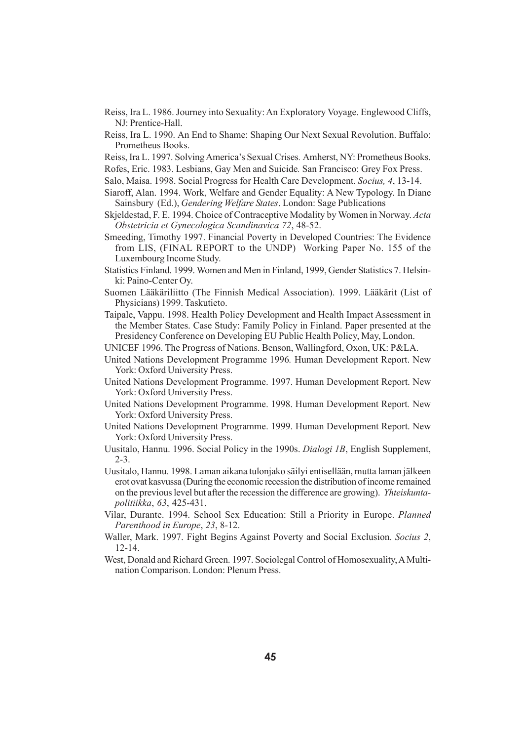Reiss, Ira L. 1986. Journey into Sexuality: An Exploratory Voyage. Englewood Cliffs, NJ: Prentice-Hall.

Reiss, Ira L. 1990. An End to Shame: Shaping Our Next Sexual Revolution. Buffalo: Prometheus Books.

Reiss, Ira L. 1997. Solving America's Sexual Crises*.* Amherst, NY: Prometheus Books.

Rofes, Eric. 1983. Lesbians, Gay Men and Suicide*.* San Francisco: Grey Fox Press.

Salo, Maisa. 1998. Social Progress for Health Care Development. *Socius, 4*, 13-14.

Siaroff, Alan. 1994. Work, Welfare and Gender Equality: A New Typology. In Diane Sainsbury (Ed.), *Gendering Welfare States*. London: Sage Publications

Skjeldestad, F. E. 1994. Choice of Contraceptive Modality by Women in Norway. *Acta Obstetricia et Gynecologica Scandinavica 72*, 48-52.

Smeeding, Timothy 1997. Financial Poverty in Developed Countries: The Evidence from LIS, (FINAL REPORT to the UNDP) Working Paper No. 155 of the Luxembourg Income Study.

Statistics Finland. 1999. Women and Men in Finland, 1999, Gender Statistics 7. Helsinki: Paino-Center Oy.

Suomen Lääkäriliitto (The Finnish Medical Association). 1999. Lääkärit (List of Physicians) 1999. Taskutieto.

Taipale, Vappu. 1998. Health Policy Development and Health Impact Assessment in the Member States. Case Study: Family Policy in Finland. Paper presented at the Presidency Conference on Developing EU Public Health Policy, May, London.

UNICEF 1996. The Progress of Nations. Benson, Wallingford, Oxon, UK: P&LA.

United Nations Development Programme 1996*.* Human Development Report. New York: Oxford University Press.

United Nations Development Programme. 1997. Human Development Report. New York: Oxford University Press.

United Nations Development Programme. 1998. Human Development Report*.* New York: Oxford University Press.

United Nations Development Programme. 1999. Human Development Report. New York: Oxford University Press.

Uusitalo, Hannu. 1996. Social Policy in the 1990s. *Dialogi 1B*, English Supplement, 2-3.

Uusitalo, Hannu. 1998. Laman aikana tulonjako säilyi entisellään, mutta laman jälkeen erot ovat kasvussa (During the economic recession the distribution of income remained on the previous level but after the recession the difference are growing). *Yhteiskuntapolitiikka*, *63*, 425-431.

Vilar, Durante. 1994. School Sex Education: Still a Priority in Europe. *Planned Parenthood in Europe*, *23*, 8-12.

Waller, Mark. 1997. Fight Begins Against Poverty and Social Exclusion. *Socius 2*, 12-14.

West, Donald and Richard Green. 1997. Sociolegal Control of Homosexuality, A Multination Comparison. London: Plenum Press.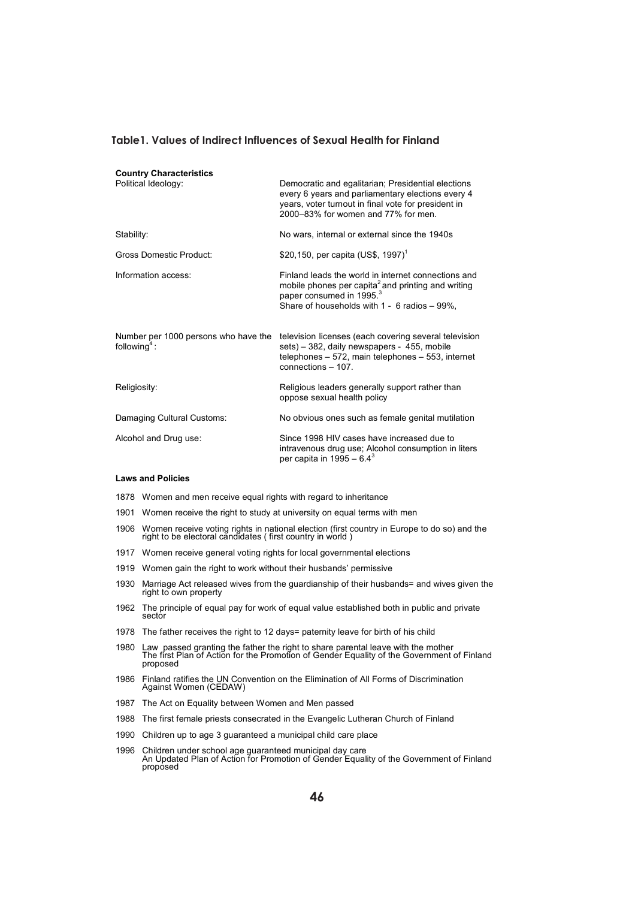## Table1. Values of Indirect Influences of Sexual Health for Finland

| **Country Characteristics** | |
|---|---|
| Political Ideology: | Democratic and egalitarian; Presidential elections every 6 years and parliamentary elections every 4 years, voter turnout in final vote for president in 2000–83% for women and 77% for men. |
| Stability: | No wars, internal or external since the 1940s |
| Gross Domestic Product: | \$20,150, per capita (US\$, 1997)[1] |
| Information access: | Finland leads the world in internet connections and mobile phones per capita[2] and printing and writing paper consumed in 1995.[3] Share of households with 1 - 6 radios – 99%, |
| Number per 1000 persons who have the following[4]: | television licenses (each covering several television sets) – 382, daily newspapers - 455, mobile telephones – 572, main telephones – 553, internet connections – 107. |
| Religiosity: | Religious leaders generally support rather than oppose sexual health policy |
| Damaging Cultural Customs: | No obvious ones such as female genital mutilation |
| Alcohol and Drug use: | Since 1998 HIV cases have increased due to intravenous drug use; Alcohol consumption in liters per capita in 1995 – 6.4[3] |

**Laws and Policies**

| | |
|---|---|
| 1878 | Women and men receive equal rights with regard to inheritance |
| 1901 | Women receive the right to study at university on equal terms with men |
| 1906 | Women receive voting rights in national election (first country in Europe to do so) and the right to be electoral candidates ( first country in world ) |
| 1917 | Women receive general voting rights for local governmental elections |
| 1919 | Women gain the right to work without their husbands' permissive |
| 1930 | Marriage Act released wives from the guardianship of their husbands= and wives given the right to own property |
| 1962 | The principle of equal pay for work of equal value established both in public and private sector |
| 1978 | The father receives the right to 12 days= paternity leave for birth of his child |
| 1980 | Law passed granting the father the right to share parental leave with the mother<br>The first Plan of Action for the Promotion of Gender Equality of the Government of Finland proposed |
| 1986 | Finland ratifies the UN Convention on the Elimination of All Forms of Discrimination Against Women (CEDAW) |
| 1987 | The Act on Equality between Women and Men passed |
| 1988 | The first female priests consecrated in the Evangelic Lutheran Church of Finland |
| 1990 | Children up to age 3 guaranteed a municipal child care place |
| 1996 | Children under school age guaranteed municipal day care<br>An Updated Plan of Action for Promotion of Gender Equality of the Government of Finland proposed |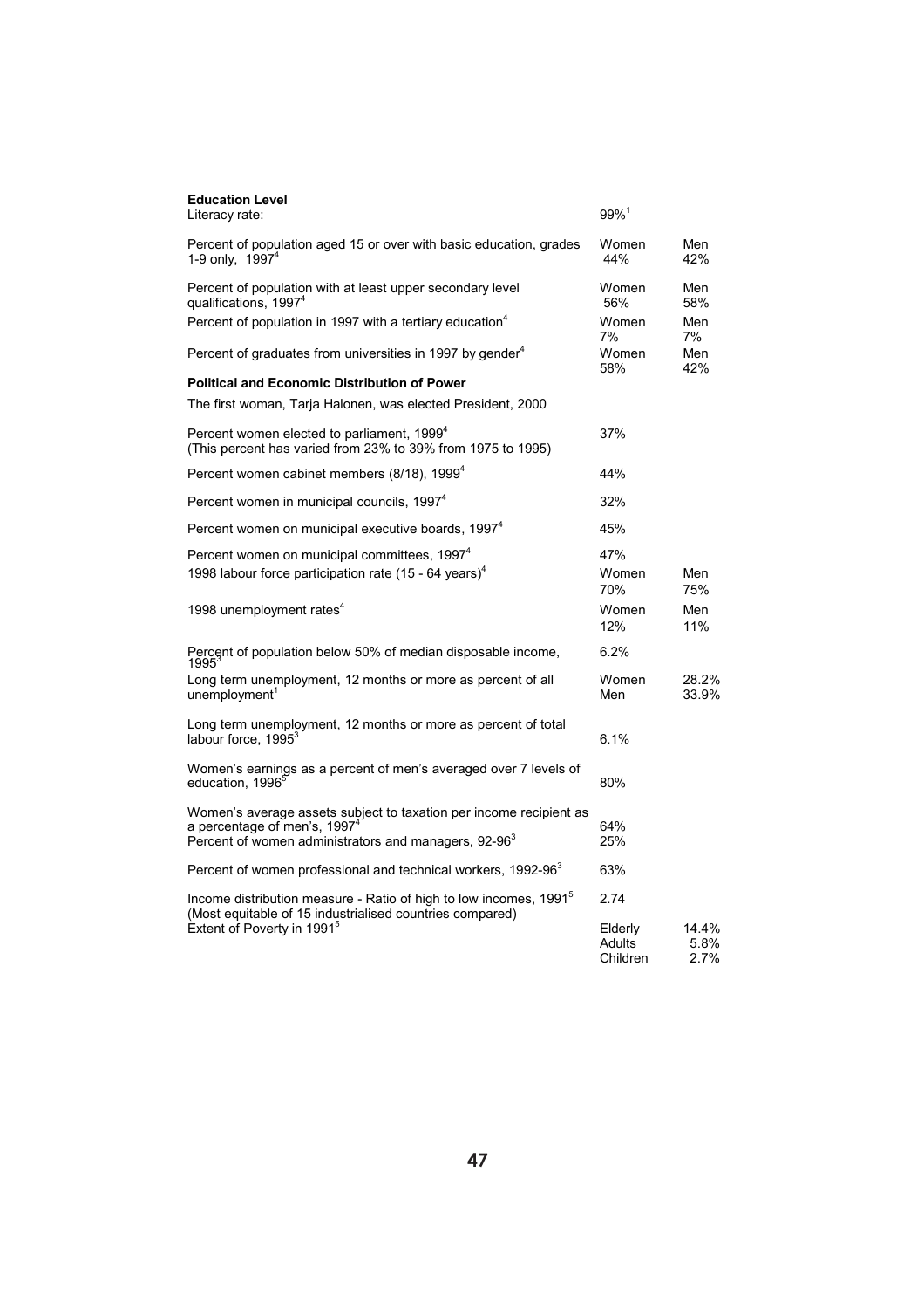**Education Level**

| | | |
|---|---|---|
| Literacy rate: | 99%[1] | |
| Percent of population aged 15 or over with basic education, grades 1-9 only, 1997[4] | Women 44% | Men 42% |
| Percent of population with at least upper secondary level qualifications, 1997[4] | Women 56% | Men 58% |
| Percent of population in 1997 with a tertiary education[4] | Women 7% | Men 7% |
| Percent of graduates from universities in 1997 by gender[4] | Women 58% | Men 42% |

**Political and Economic Distribution of Power**

The first woman, Tarja Halonen, was elected President, 2000

| | | |
|---|---|---|
| Percent women elected to parliament, 1999[4] (This percent has varied from 23% to 39% from 1975 to 1995) | 37% | |
| Percent women cabinet members (8/18), 1999[4] | 44% | |
| Percent women in municipal councils, 1997[4] | 32% | |
| Percent women on municipal executive boards, 1997[4] | 45% | |
| Percent women on municipal committees, 1997[4] | 47% | |
| 1998 labour force participation rate (15 - 64 years)[4] | Women 70% | Men 75% |
| 1998 unemployment rates[4] | Women 12% | Men 11% |
| Percent of population below 50% of median disposable income, 1995[3] | 6.2% | |
| Long term unemployment, 12 months or more as percent of all unemployment[1] | Women<br>Men | 28.2%<br>33.9% |
| Long term unemployment, 12 months or more as percent of total labour force, 1995[3] | 6.1% | |
| Women's earnings as a percent of men's averaged over 7 levels of education, 1996[5] | 80% | |
| Women's average assets subject to taxation per income recipient as a percentage of men's, 1997[4] | 64% | |
| Percent of women administrators and managers, 92-96[3] | 25% | |
| Percent of women professional and technical workers, 1992-96[3] | 63% | |
| Income distribution measure - Ratio of high to low incomes, 1991[5] (Most equitable of 15 industrialised countries compared) | 2.74 | |
| Extent of Poverty in 1991[5] | Elderly<br>Adults<br>Children | 14.4%<br>5.8%<br>2.7% |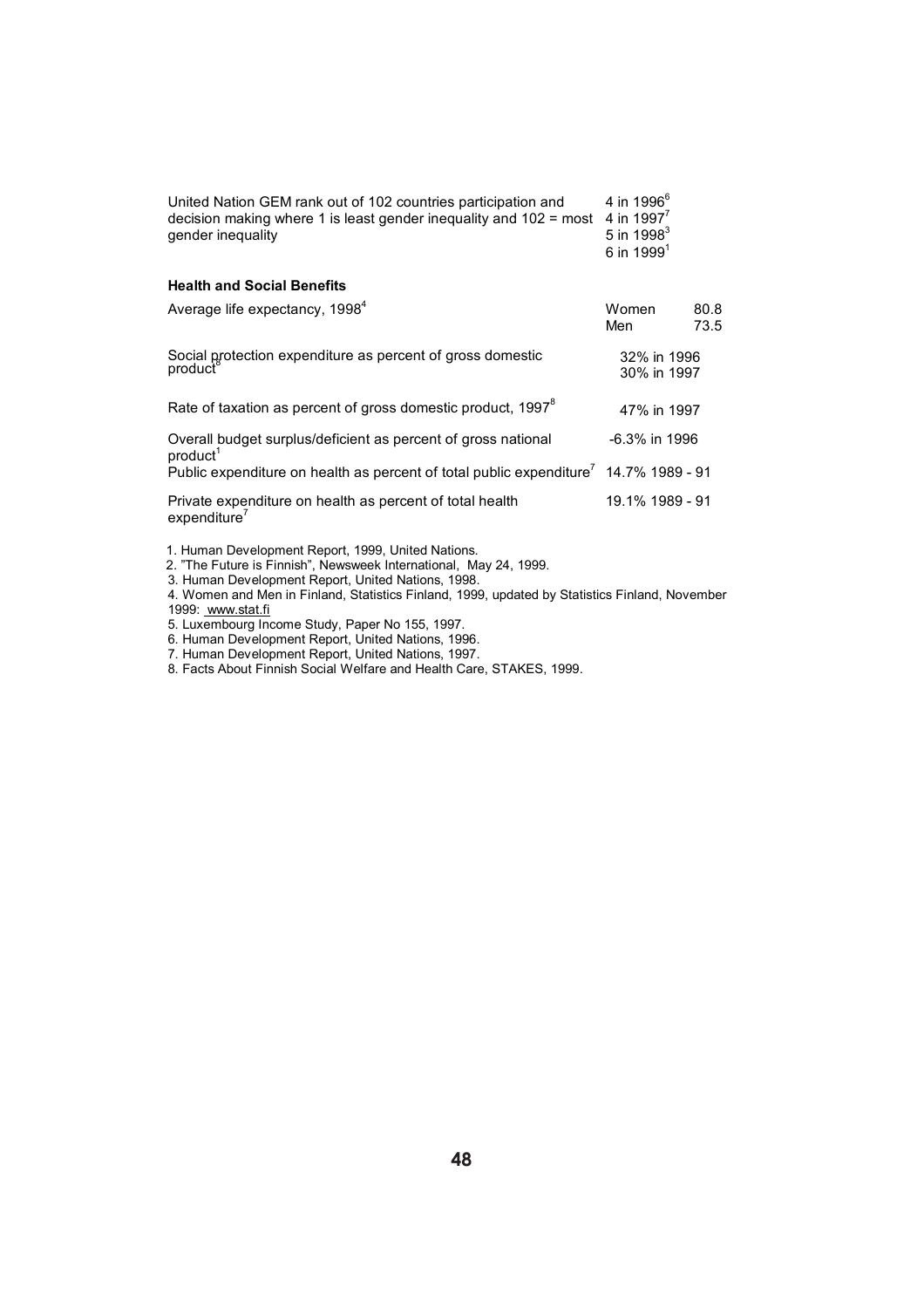| | |
|---|---|
| United Nation GEM rank out of 102 countries participation and decision making where 1 is least gender inequality and 102 = most gender inequality | 4 in 1996[6]<br>4 in 1997[7]<br>5 in 1998[3]<br>6 in 1999[1] |

**Health and Social Benefits**

| | | |
|---|---|---|
| Average life expectancy, 1998[4] | Women<br>Men | 80.8<br>73.5 |
| Social protection expenditure as percent of gross domestic product[8] | 32% in 1996<br>30% in 1997 | |
| Rate of taxation as percent of gross domestic product, 1997[8] | 47% in 1997 | |
| Overall budget surplus/deficient as percent of gross national product[1] | -6.3% in 1996 | |
| Public expenditure on health as percent of total public expenditure[7] | 14.7% 1989 - 91 | |
| Private expenditure on health as percent of total health expenditure[7] | 19.1% 1989 - 91 | |

1. Human Development Report, 1999, United Nations.
2. "The Future is Finnish", Newsweek International, May 24, 1999.
3. Human Development Report, United Nations, 1998.
4. Women and Men in Finland, Statistics Finland, 1999, updated by Statistics Finland, November 1999: www.stat.fi
5. Luxembourg Income Study, Paper No 155, 1997.
6. Human Development Report, United Nations, 1996.
7. Human Development Report, United Nations, 1997.
8. Facts About Finnish Social Welfare and Health Care, STAKES, 1999.